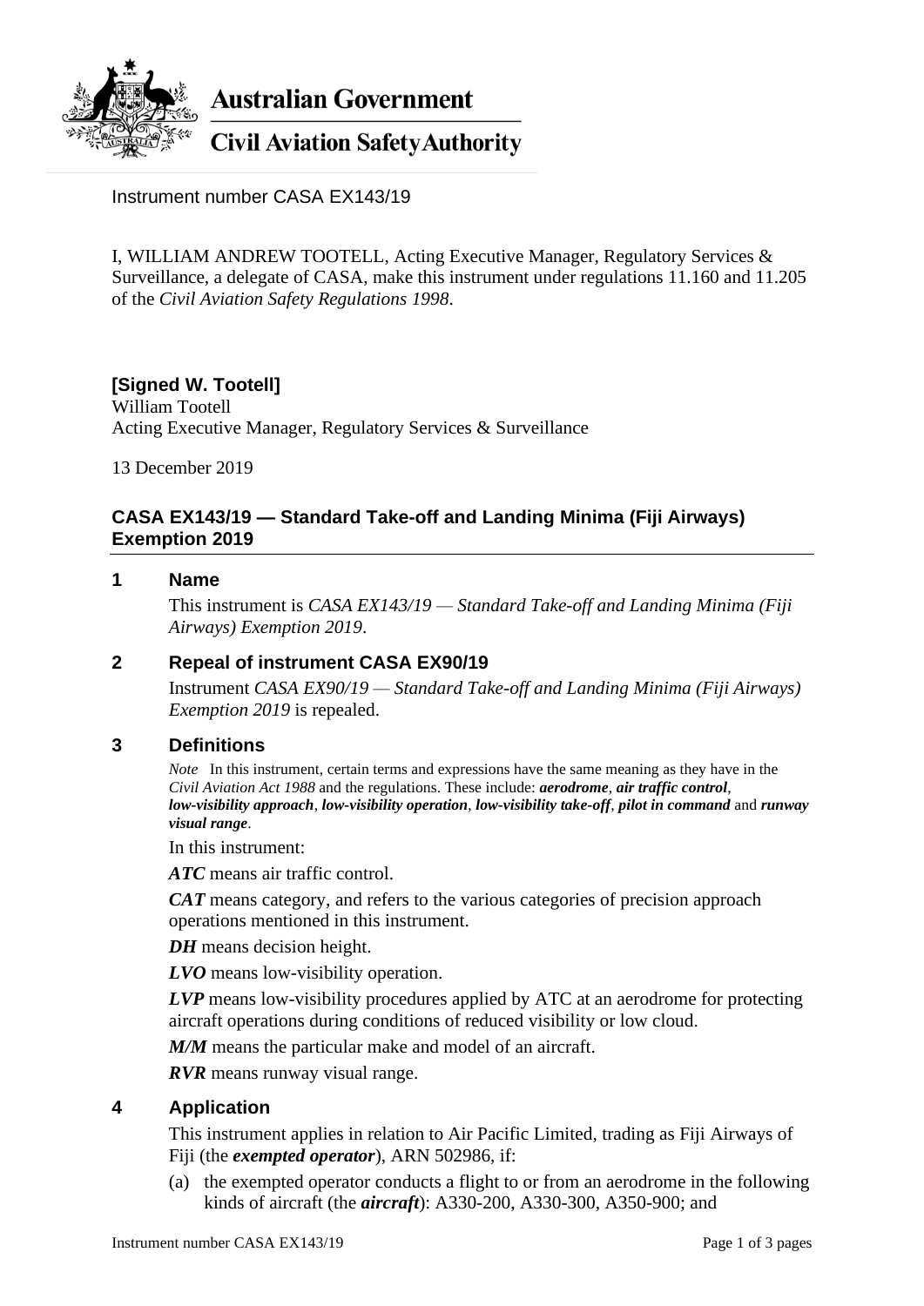**Australian Government**

**Civil Aviation Safety Authority**

Instrument number CASA EX143/19

I, WILLIAM ANDREW TOOTELL, Acting Executive Manager, Regulatory Services & Surveillance, a delegate of CASA, make this instrument under regulations 11.160 and 11.205 of the *Civil Aviation Safety Regulations 1998*.

**[Signed W. Tootell]**
William Tootell
Acting Executive Manager, Regulatory Services & Surveillance

13 December 2019

## CASA EX143/19 — Standard Take-off and Landing Minima (Fiji Airways) Exemption 2019

### 1 Name

This instrument is *CASA EX143/19 — Standard Take-off and Landing Minima (Fiji Airways) Exemption 2019*.

### 2 Repeal of instrument CASA EX90/19

Instrument *CASA EX90/19 — Standard Take-off and Landing Minima (Fiji Airways) Exemption 2019* is repealed.

### 3 Definitions

*Note* In this instrument, certain terms and expressions have the same meaning as they have in the *Civil Aviation Act 1988* and the regulations. These include: ***aerodrome***, ***air traffic control***, ***low-visibility approach***, ***low-visibility operation***, ***low-visibility take-off***, ***pilot in command*** and ***runway visual range***.

In this instrument:

***ATC*** means air traffic control.

***CAT*** means category, and refers to the various categories of precision approach operations mentioned in this instrument.

***DH*** means decision height.

***LVO*** means low-visibility operation.

***LVP*** means low-visibility procedures applied by ATC at an aerodrome for protecting aircraft operations during conditions of reduced visibility or low cloud.

***M/M*** means the particular make and model of an aircraft.

***RVR*** means runway visual range.

### 4 Application

This instrument applies in relation to Air Pacific Limited, trading as Fiji Airways of Fiji (the ***exempted operator***), ARN 502986, if:

(a) the exempted operator conducts a flight to or from an aerodrome in the following kinds of aircraft (the ***aircraft***): A330-200, A330-300, A350-900; and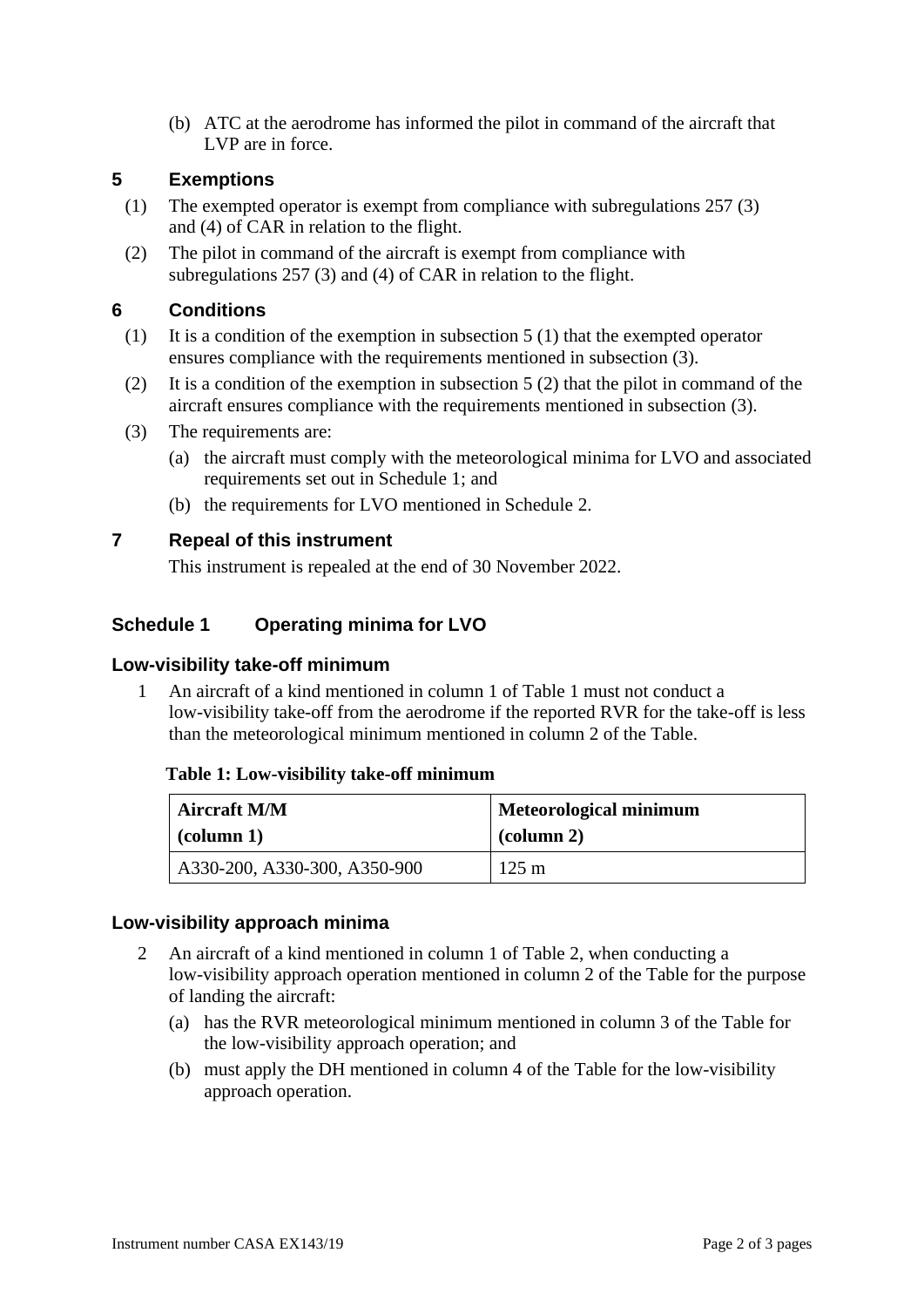(b) ATC at the aerodrome has informed the pilot in command of the aircraft that LVP are in force.

## 5 Exemptions

(1) The exempted operator is exempt from compliance with subregulations 257 (3) and (4) of CAR in relation to the flight.

(2) The pilot in command of the aircraft is exempt from compliance with subregulations 257 (3) and (4) of CAR in relation to the flight.

## 6 Conditions

(1) It is a condition of the exemption in subsection 5 (1) that the exempted operator ensures compliance with the requirements mentioned in subsection (3).

(2) It is a condition of the exemption in subsection 5 (2) that the pilot in command of the aircraft ensures compliance with the requirements mentioned in subsection (3).

(3) The requirements are:

(a) the aircraft must comply with the meteorological minima for LVO and associated requirements set out in Schedule 1; and

(b) the requirements for LVO mentioned in Schedule 2.

## 7 Repeal of this instrument

This instrument is repealed at the end of 30 November 2022.

## Schedule 1 Operating minima for LVO

### Low-visibility take-off minimum

1 An aircraft of a kind mentioned in column 1 of Table 1 must not conduct a low-visibility take-off from the aerodrome if the reported RVR for the take-off is less than the meteorological minimum mentioned in column 2 of the Table.

**Table 1: Low-visibility take-off minimum**

| **Aircraft M/M (column 1)** | **Meteorological minimum (column 2)** |
|---|---|
| A330-200, A330-300, A350-900 | 125 m |

### Low-visibility approach minima

2 An aircraft of a kind mentioned in column 1 of Table 2, when conducting a low-visibility approach operation mentioned in column 2 of the Table for the purpose of landing the aircraft:

(a) has the RVR meteorological minimum mentioned in column 3 of the Table for the low-visibility approach operation; and

(b) must apply the DH mentioned in column 4 of the Table for the low-visibility approach operation.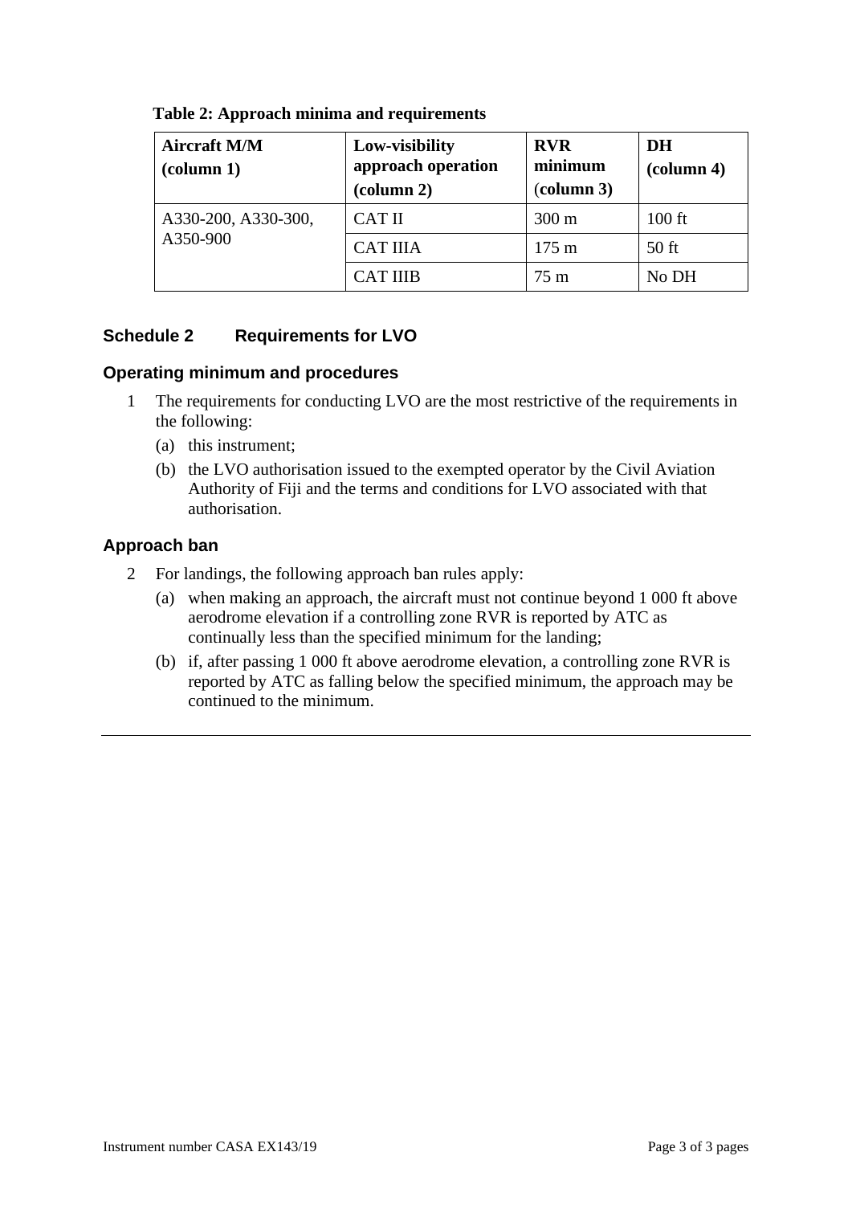**Table 2: Approach minima and requirements**

| **Aircraft M/M (column 1)** | **Low-visibility approach operation (column 2)** | **RVR minimum (column 3)** | **DH (column 4)** |
|---|---|---|---|
| A330-200, A330-300, A350-900 | CAT II | 300 m | 100 ft |
| | CAT IIIA | 175 m | 50 ft |
| | CAT IIIB | 75 m | No DH |

## Schedule 2 Requirements for LVO

### Operating minimum and procedures

1 The requirements for conducting LVO are the most restrictive of the requirements in the following:

(a) this instrument;

(b) the LVO authorisation issued to the exempted operator by the Civil Aviation Authority of Fiji and the terms and conditions for LVO associated with that authorisation.

### Approach ban

2 For landings, the following approach ban rules apply:

(a) when making an approach, the aircraft must not continue beyond 1 000 ft above aerodrome elevation if a controlling zone RVR is reported by ATC as continually less than the specified minimum for the landing;

(b) if, after passing 1 000 ft above aerodrome elevation, a controlling zone RVR is reported by ATC as falling below the specified minimum, the approach may be continued to the minimum.